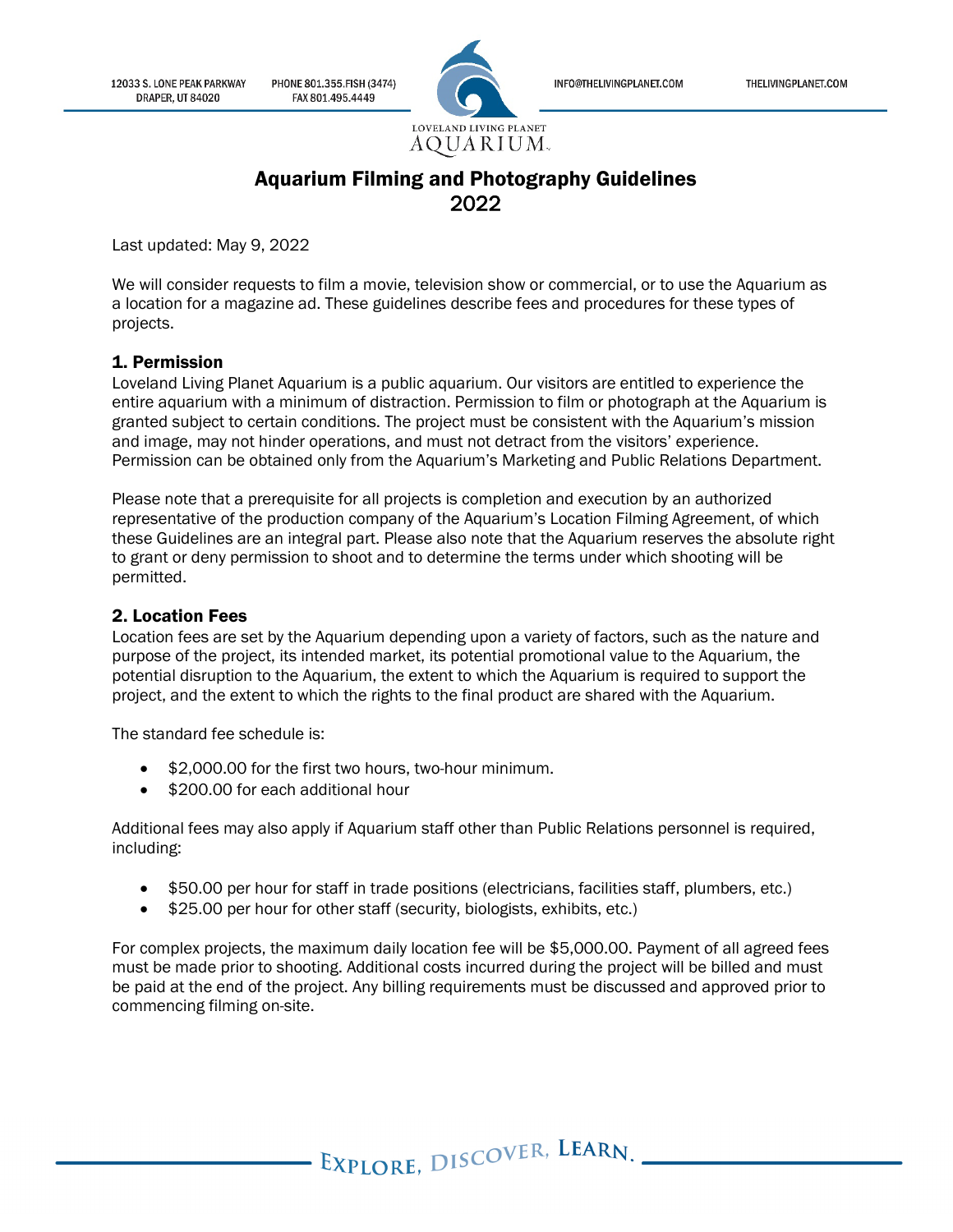# Aquarium Filming and Photography Guidelines 2022

Last updated: May 9, 2022

We will consider requests to film a movie, television show or commercial, or to use the Aquarium as a location for a magazine ad. These guidelines describe fees and procedures for these types of projects.

## 1. Permission

Loveland Living Planet Aquarium is a public aquarium. Our visitors are entitled to experience the entire aquarium with a minimum of distraction. Permission to film or photograph at the Aquarium is granted subject to certain conditions. The project must be consistent with the Aquarium's mission and image, may not hinder operations, and must not detract from the visitors' experience. Permission can be obtained only from the Aquarium's Marketing and Public Relations Department.

Please note that a prerequisite for all projects is completion and execution by an authorized representative of the production company of the Aquarium's Location Filming Agreement, of which these Guidelines are an integral part. Please also note that the Aquarium reserves the absolute right to grant or deny permission to shoot and to determine the terms under which shooting will be permitted.

## 2. Location Fees

Location fees are set by the Aquarium depending upon a variety of factors, such as the nature and purpose of the project, its intended market, its potential promotional value to the Aquarium, the potential disruption to the Aquarium, the extent to which the Aquarium is required to support the project, and the extent to which the rights to the final product are shared with the Aquarium.

The standard fee schedule is:

- $2,000.00 for the first two hours, two-hour minimum.
- $200.00 for each additional hour

Additional fees may also apply if Aquarium staff other than Public Relations personnel is required, including:

- $50.00 per hour for staff in trade positions (electricians, facilities staff, plumbers, etc.)
- $25.00 per hour for other staff (security, biologists, exhibits, etc.)

For complex projects, the maximum daily location fee will be $5,000.00. Payment of all agreed fees must be made prior to shooting. Additional costs incurred during the project will be billed and must be paid at the end of the project. Any billing requirements must be discussed and approved prior to commencing filming on-site.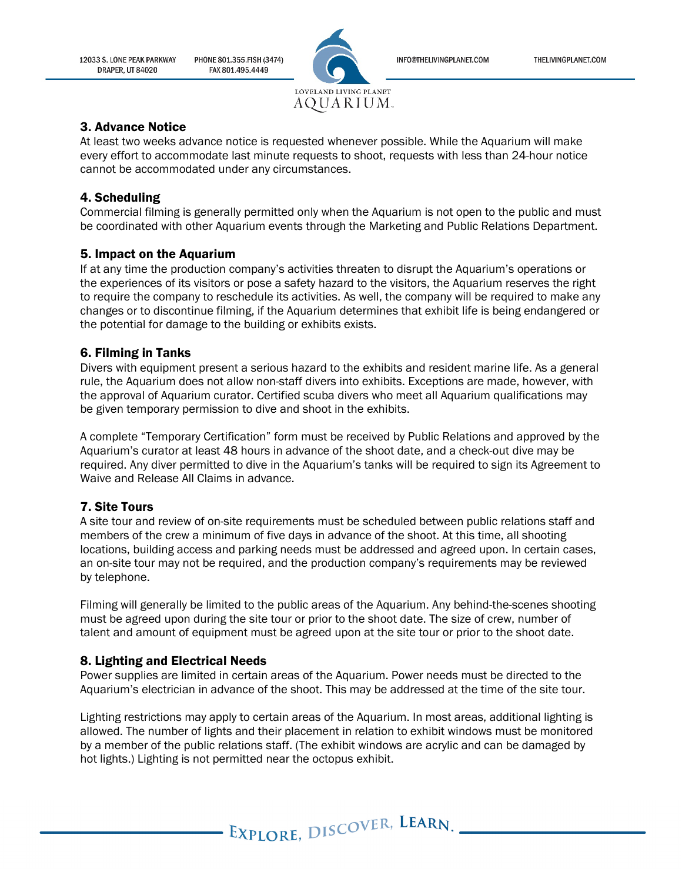### 3. Advance Notice

At least two weeks advance notice is requested whenever possible. While the Aquarium will make every effort to accommodate last minute requests to shoot, requests with less than 24-hour notice cannot be accommodated under any circumstances.

### 4. Scheduling

Commercial filming is generally permitted only when the Aquarium is not open to the public and must be coordinated with other Aquarium events through the Marketing and Public Relations Department.

### 5. Impact on the Aquarium

If at any time the production company's activities threaten to disrupt the Aquarium's operations or the experiences of its visitors or pose a safety hazard to the visitors, the Aquarium reserves the right to require the company to reschedule its activities. As well, the company will be required to make any changes or to discontinue filming, if the Aquarium determines that exhibit life is being endangered or the potential for damage to the building or exhibits exists.

### 6. Filming in Tanks

Divers with equipment present a serious hazard to the exhibits and resident marine life. As a general rule, the Aquarium does not allow non-staff divers into exhibits. Exceptions are made, however, with the approval of Aquarium curator. Certified scuba divers who meet all Aquarium qualifications may be given temporary permission to dive and shoot in the exhibits.

A complete "Temporary Certification" form must be received by Public Relations and approved by the Aquarium's curator at least 48 hours in advance of the shoot date, and a check-out dive may be required. Any diver permitted to dive in the Aquarium's tanks will be required to sign its Agreement to Waive and Release All Claims in advance.

### 7. Site Tours

A site tour and review of on-site requirements must be scheduled between public relations staff and members of the crew a minimum of five days in advance of the shoot. At this time, all shooting locations, building access and parking needs must be addressed and agreed upon. In certain cases, an on-site tour may not be required, and the production company's requirements may be reviewed by telephone.

Filming will generally be limited to the public areas of the Aquarium. Any behind-the-scenes shooting must be agreed upon during the site tour or prior to the shoot date. The size of crew, number of talent and amount of equipment must be agreed upon at the site tour or prior to the shoot date.

### 8. Lighting and Electrical Needs

Power supplies are limited in certain areas of the Aquarium. Power needs must be directed to the Aquarium's electrician in advance of the shoot. This may be addressed at the time of the site tour.

Lighting restrictions may apply to certain areas of the Aquarium. In most areas, additional lighting is allowed. The number of lights and their placement in relation to exhibit windows must be monitored by a member of the public relations staff. (The exhibit windows are acrylic and can be damaged by hot lights.) Lighting is not permitted near the octopus exhibit.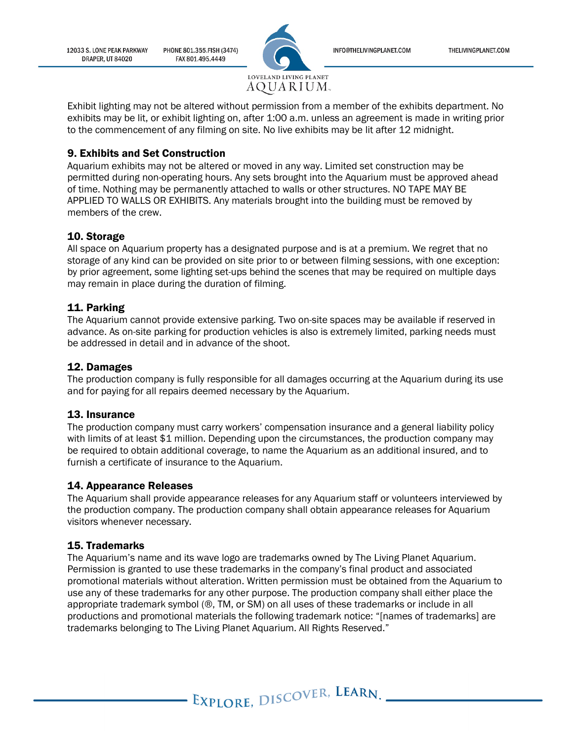Exhibit lighting may not be altered without permission from a member of the exhibits department. No exhibits may be lit, or exhibit lighting on, after 1:00 a.m. unless an agreement is made in writing prior to the commencement of any filming on site. No live exhibits may be lit after 12 midnight.

### 9. Exhibits and Set Construction

Aquarium exhibits may not be altered or moved in any way. Limited set construction may be permitted during non-operating hours. Any sets brought into the Aquarium must be approved ahead of time. Nothing may be permanently attached to walls or other structures. NO TAPE MAY BE APPLIED TO WALLS OR EXHIBITS. Any materials brought into the building must be removed by members of the crew.

### 10. Storage

All space on Aquarium property has a designated purpose and is at a premium. We regret that no storage of any kind can be provided on site prior to or between filming sessions, with one exception: by prior agreement, some lighting set-ups behind the scenes that may be required on multiple days may remain in place during the duration of filming.

### 11. Parking

The Aquarium cannot provide extensive parking. Two on-site spaces may be available if reserved in advance. As on-site parking for production vehicles is also is extremely limited, parking needs must be addressed in detail and in advance of the shoot.

### 12. Damages

The production company is fully responsible for all damages occurring at the Aquarium during its use and for paying for all repairs deemed necessary by the Aquarium.

### 13. Insurance

The production company must carry workers' compensation insurance and a general liability policy with limits of at least $1 million. Depending upon the circumstances, the production company may be required to obtain additional coverage, to name the Aquarium as an additional insured, and to furnish a certificate of insurance to the Aquarium.

### 14. Appearance Releases

The Aquarium shall provide appearance releases for any Aquarium staff or volunteers interviewed by the production company. The production company shall obtain appearance releases for Aquarium visitors whenever necessary.

### 15. Trademarks

The Aquarium's name and its wave logo are trademarks owned by The Living Planet Aquarium. Permission is granted to use these trademarks in the company's final product and associated promotional materials without alteration. Written permission must be obtained from the Aquarium to use any of these trademarks for any other purpose. The production company shall either place the appropriate trademark symbol (®, TM, or SM) on all uses of these trademarks or include in all productions and promotional materials the following trademark notice: "[names of trademarks] are trademarks belonging to The Living Planet Aquarium. All Rights Reserved."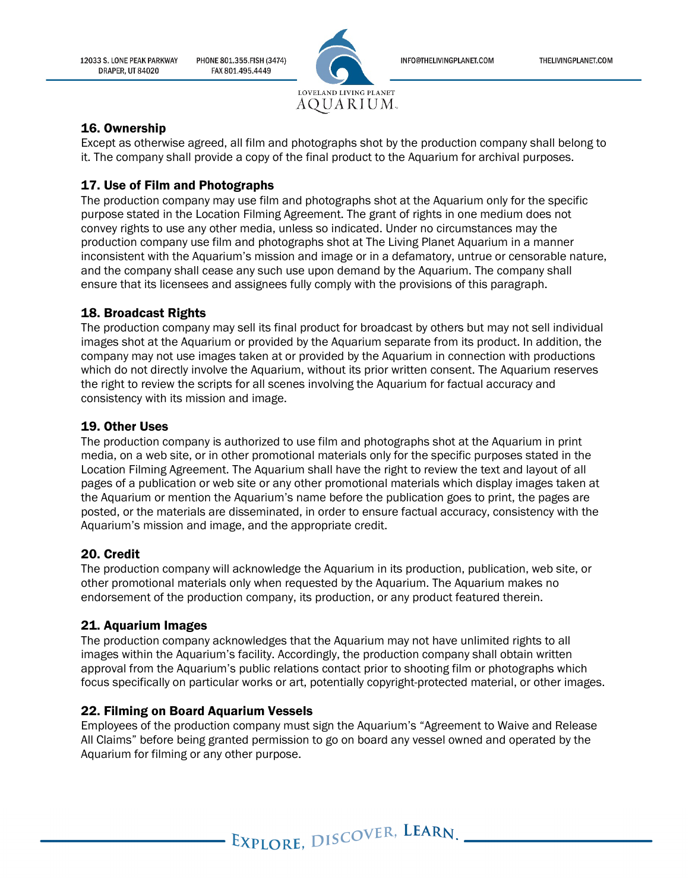### 16. Ownership

Except as otherwise agreed, all film and photographs shot by the production company shall belong to it. The company shall provide a copy of the final product to the Aquarium for archival purposes.

### 17. Use of Film and Photographs

The production company may use film and photographs shot at the Aquarium only for the specific purpose stated in the Location Filming Agreement. The grant of rights in one medium does not convey rights to use any other media, unless so indicated. Under no circumstances may the production company use film and photographs shot at The Living Planet Aquarium in a manner inconsistent with the Aquarium's mission and image or in a defamatory, untrue or censorable nature, and the company shall cease any such use upon demand by the Aquarium. The company shall ensure that its licensees and assignees fully comply with the provisions of this paragraph.

### 18. Broadcast Rights

The production company may sell its final product for broadcast by others but may not sell individual images shot at the Aquarium or provided by the Aquarium separate from its product. In addition, the company may not use images taken at or provided by the Aquarium in connection with productions which do not directly involve the Aquarium, without its prior written consent. The Aquarium reserves the right to review the scripts for all scenes involving the Aquarium for factual accuracy and consistency with its mission and image.

### 19. Other Uses

The production company is authorized to use film and photographs shot at the Aquarium in print media, on a web site, or in other promotional materials only for the specific purposes stated in the Location Filming Agreement. The Aquarium shall have the right to review the text and layout of all pages of a publication or web site or any other promotional materials which display images taken at the Aquarium or mention the Aquarium's name before the publication goes to print, the pages are posted, or the materials are disseminated, in order to ensure factual accuracy, consistency with the Aquarium's mission and image, and the appropriate credit.

### 20. Credit

The production company will acknowledge the Aquarium in its production, publication, web site, or other promotional materials only when requested by the Aquarium. The Aquarium makes no endorsement of the production company, its production, or any product featured therein.

### 21. Aquarium Images

The production company acknowledges that the Aquarium may not have unlimited rights to all images within the Aquarium's facility. Accordingly, the production company shall obtain written approval from the Aquarium's public relations contact prior to shooting film or photographs which focus specifically on particular works or art, potentially copyright-protected material, or other images.

### 22. Filming on Board Aquarium Vessels

Employees of the production company must sign the Aquarium's "Agreement to Waive and Release All Claims" before being granted permission to go on board any vessel owned and operated by the Aquarium for filming or any other purpose.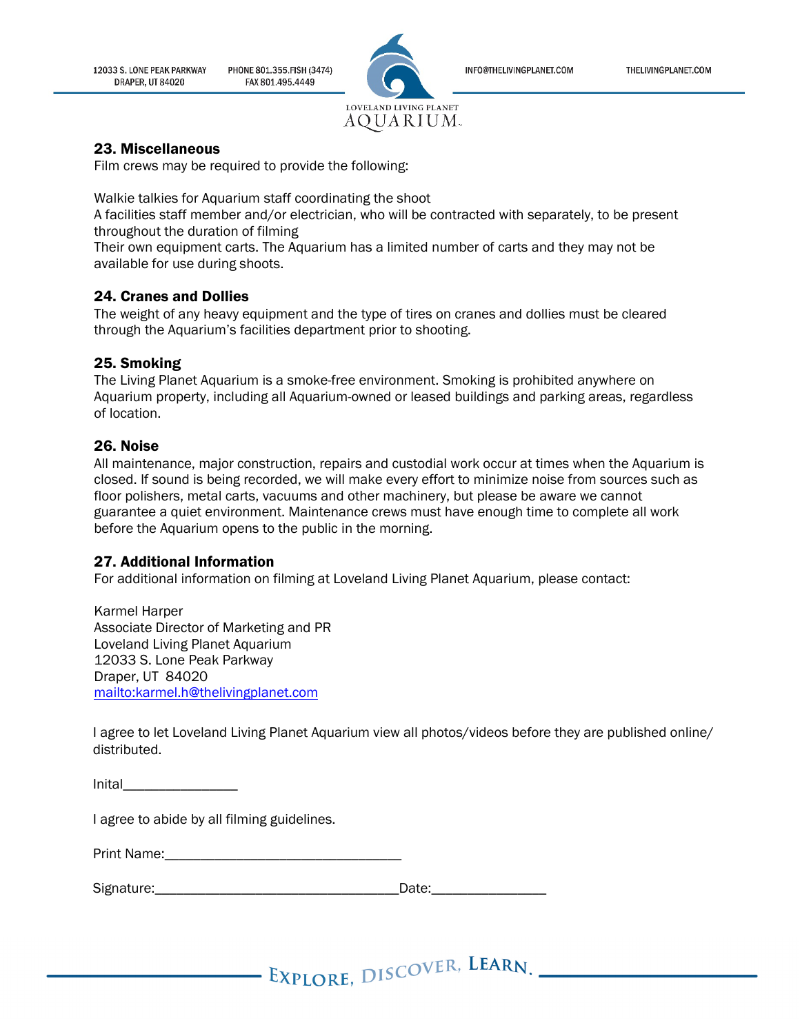## 23. Miscellaneous

Film crews may be required to provide the following:

Walkie talkies for Aquarium staff coordinating the shoot
A facilities staff member and/or electrician, who will be contracted with separately, to be present throughout the duration of filming
Their own equipment carts. The Aquarium has a limited number of carts and they may not be available for use during shoots.

## 24. Cranes and Dollies

The weight of any heavy equipment and the type of tires on cranes and dollies must be cleared through the Aquarium's facilities department prior to shooting.

## 25. Smoking

The Living Planet Aquarium is a smoke-free environment. Smoking is prohibited anywhere on Aquarium property, including all Aquarium-owned or leased buildings and parking areas, regardless of location.

## 26. Noise

All maintenance, major construction, repairs and custodial work occur at times when the Aquarium is closed. If sound is being recorded, we will make every effort to minimize noise from sources such as floor polishers, metal carts, vacuums and other machinery, but please be aware we cannot guarantee a quiet environment. Maintenance crews must have enough time to complete all work before the Aquarium opens to the public in the morning.

## 27. Additional Information

For additional information on filming at Loveland Living Planet Aquarium, please contact:

Karmel Harper
Associate Director of Marketing and PR
Loveland Living Planet Aquarium
12033 S. Lone Peak Parkway
Draper, UT 84020
mailto:karmel.h@thelivingplanet.com

I agree to let Loveland Living Planet Aquarium view all photos/videos before they are published online/ distributed.

Inital________________

I agree to abide by all filming guidelines.

Print Name:_________________________________

Signature:__________________________________Date:________________